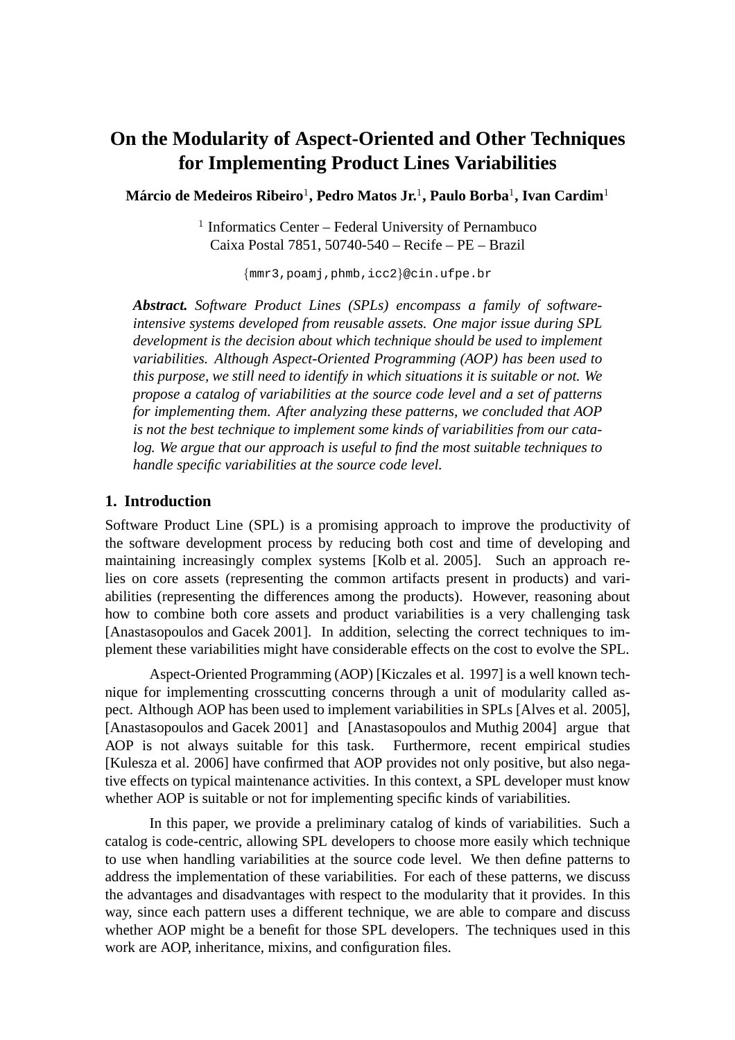# On the Modularity of Aspect-Oriented and Other Techniques for Implementing Product Lines Variabilities

**Márcio de Medeiros Ribeiro**[1], **Pedro Matos Jr.**[1], **Paulo Borba**[1], **Ivan Cardim**[1]

[1] Informatics Center – Federal University of Pernambuco
Caixa Postal 7851, 50740-540 – Recife – PE – Brazil

{mmr3,poamj,phmb,icc2}@cin.ufpe.br

***Abstract.*** *Software Product Lines (SPLs) encompass a family of software-intensive systems developed from reusable assets. One major issue during SPL development is the decision about which technique should be used to implement variabilities. Although Aspect-Oriented Programming (AOP) has been used to this purpose, we still need to identify in which situations it is suitable or not. We propose a catalog of variabilities at the source code level and a set of patterns for implementing them. After analyzing these patterns, we concluded that AOP is not the best technique to implement some kinds of variabilities from our catalog. We argue that our approach is useful to find the most suitable techniques to handle specific variabilities at the source code level.*

## 1. Introduction

Software Product Line (SPL) is a promising approach to improve the productivity of the software development process by reducing both cost and time of developing and maintaining increasingly complex systems [Kolb et al. 2005]. Such an approach relies on core assets (representing the common artifacts present in products) and variabilities (representing the differences among the products). However, reasoning about how to combine both core assets and product variabilities is a very challenging task [Anastasopoulos and Gacek 2001]. In addition, selecting the correct techniques to implement these variabilities might have considerable effects on the cost to evolve the SPL.

Aspect-Oriented Programming (AOP) [Kiczales et al. 1997] is a well known technique for implementing crosscutting concerns through a unit of modularity called aspect. Although AOP has been used to implement variabilities in SPLs [Alves et al. 2005], [Anastasopoulos and Gacek 2001] and [Anastasopoulos and Muthig 2004] argue that AOP is not always suitable for this task. Furthermore, recent empirical studies [Kulesza et al. 2006] have confirmed that AOP provides not only positive, but also negative effects on typical maintenance activities. In this context, a SPL developer must know whether AOP is suitable or not for implementing specific kinds of variabilities.

In this paper, we provide a preliminary catalog of kinds of variabilities. Such a catalog is code-centric, allowing SPL developers to choose more easily which technique to use when handling variabilities at the source code level. We then define patterns to address the implementation of these variabilities. For each of these patterns, we discuss the advantages and disadvantages with respect to the modularity that it provides. In this way, since each pattern uses a different technique, we are able to compare and discuss whether AOP might be a benefit for those SPL developers. The techniques used in this work are AOP, inheritance, mixins, and configuration files.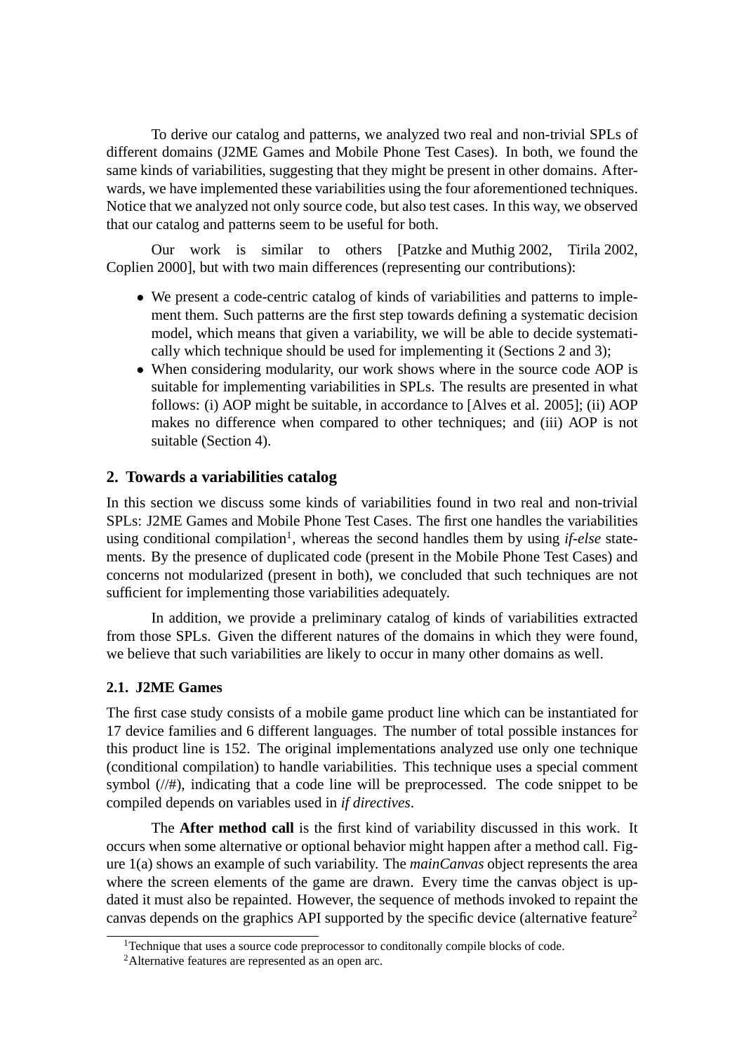To derive our catalog and patterns, we analyzed two real and non-trivial SPLs of different domains (J2ME Games and Mobile Phone Test Cases). In both, we found the same kinds of variabilities, suggesting that they might be present in other domains. Afterwards, we have implemented these variabilities using the four aforementioned techniques. Notice that we analyzed not only source code, but also test cases. In this way, we observed that our catalog and patterns seem to be useful for both.

Our work is similar to others [Patzke and Muthig 2002, Tirila 2002, Coplien 2000], but with two main differences (representing our contributions):

- We present a code-centric catalog of kinds of variabilities and patterns to implement them. Such patterns are the first step towards defining a systematic decision model, which means that given a variability, we will be able to decide systematically which technique should be used for implementing it (Sections 2 and 3);
- When considering modularity, our work shows where in the source code AOP is suitable for implementing variabilities in SPLs. The results are presented in what follows: (i) AOP might be suitable, in accordance to [Alves et al. 2005]; (ii) AOP makes no difference when compared to other techniques; and (iii) AOP is not suitable (Section 4).

## 2. Towards a variabilities catalog

In this section we discuss some kinds of variabilities found in two real and non-trivial SPLs: J2ME Games and Mobile Phone Test Cases. The first one handles the variabilities using conditional compilation[1], whereas the second handles them by using *if-else* statements. By the presence of duplicated code (present in the Mobile Phone Test Cases) and concerns not modularized (present in both), we concluded that such techniques are not sufficient for implementing those variabilities adequately.

In addition, we provide a preliminary catalog of kinds of variabilities extracted from those SPLs. Given the different natures of the domains in which they were found, we believe that such variabilities are likely to occur in many other domains as well.

### 2.1. J2ME Games

The first case study consists of a mobile game product line which can be instantiated for 17 device families and 6 different languages. The number of total possible instances for this product line is 152. The original implementations analyzed use only one technique (conditional compilation) to handle variabilities. This technique uses a special comment symbol (//#), indicating that a code line will be preprocessed. The code snippet to be compiled depends on variables used in *if directives*.

The **After method call** is the first kind of variability discussed in this work. It occurs when some alternative or optional behavior might happen after a method call. Figure 1(a) shows an example of such variability. The *mainCanvas* object represents the area where the screen elements of the game are drawn. Every time the canvas object is updated it must also be repainted. However, the sequence of methods invoked to repaint the canvas depends on the graphics API supported by the specific device (alternative feature[2]

[1] Technique that uses a source code preprocessor to conditonally compile blocks of code.

[2] Alternative features are represented as an open arc.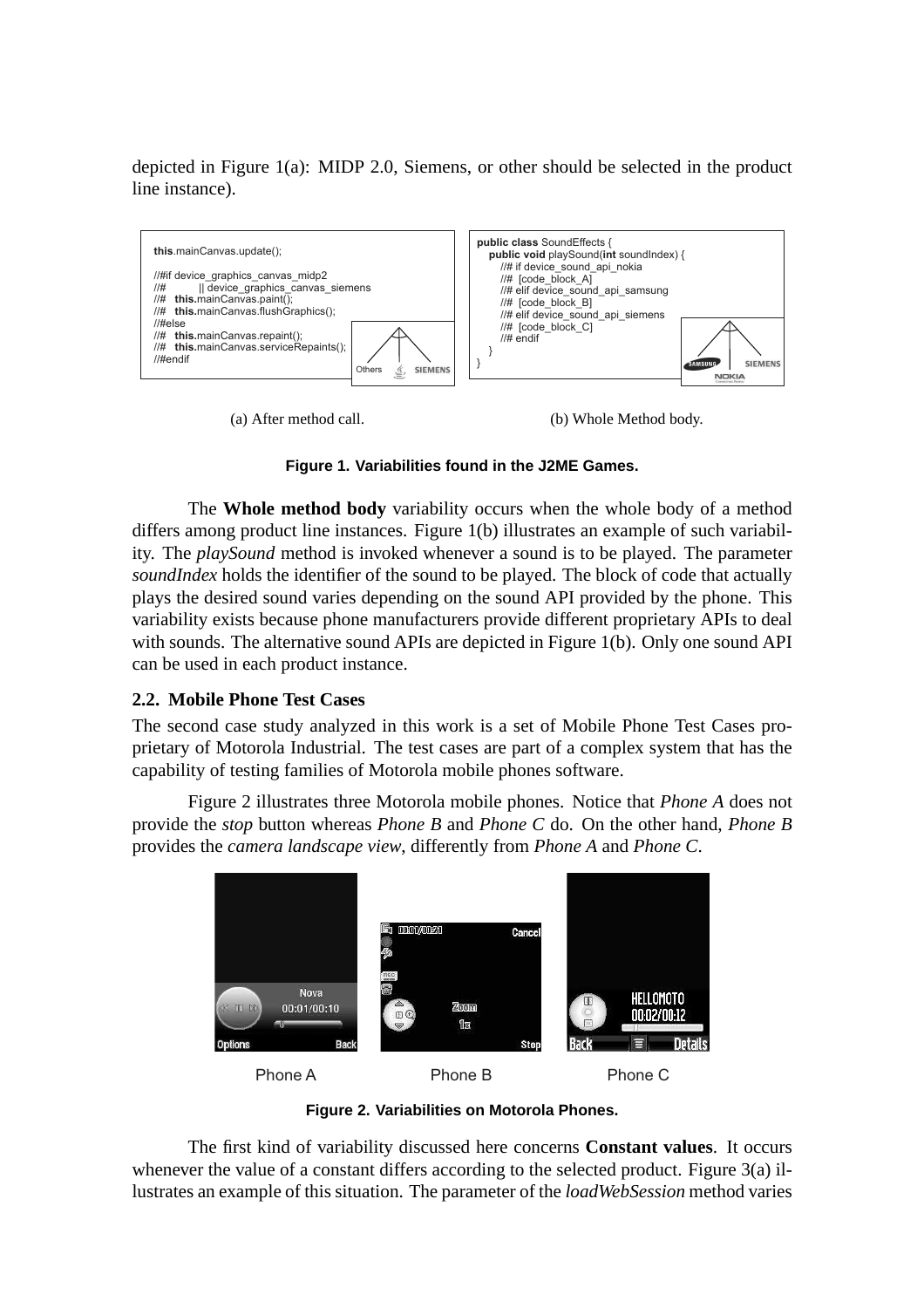depicted in Figure 1(a): MIDP 2.0, Siemens, or other should be selected in the product line instance).

```
this.mainCanvas.update();

//#if device_graphics_canvas_midp2
//#       || device_graphics_canvas_siemens
//#  this.mainCanvas.paint();
//#  this.mainCanvas.flushGraphics();
//#else
//#  this.mainCanvas.repaint();
//#  this.mainCanvas.serviceRepaints();
//#endif
```

(a) After method call.

```
public class SoundEffects {
  public void playSound(int soundIndex) {
    //# if device_sound_api_nokia
    //#  [code_block_A]
    //# elif device_sound_api_samsung
    //#  [code_block_B]
    //# elif device_sound_api_siemens
    //#  [code_block_C]
    //# endif
  }
}
```

(b) Whole Method body.

**Figure 1. Variabilities found in the J2ME Games.**

The **Whole method body** variability occurs when the whole body of a method differs among product line instances. Figure 1(b) illustrates an example of such variability. The *playSound* method is invoked whenever a sound is to be played. The parameter *soundIndex* holds the identifier of the sound to be played. The block of code that actually plays the desired sound varies depending on the sound API provided by the phone. This variability exists because phone manufacturers provide different proprietary APIs to deal with sounds. The alternative sound APIs are depicted in Figure 1(b). Only one sound API can be used in each product instance.

### 2.2. Mobile Phone Test Cases

The second case study analyzed in this work is a set of Mobile Phone Test Cases proprietary of Motorola Industrial. The test cases are part of a complex system that has the capability of testing families of Motorola mobile phones software.

Figure 2 illustrates three Motorola mobile phones. Notice that *Phone A* does not provide the *stop* button whereas *Phone B* and *Phone C* do. On the other hand, *Phone B* provides the *camera landscape view*, differently from *Phone A* and *Phone C*.

Phone A Phone B Phone C

**Figure 2. Variabilities on Motorola Phones.**

The first kind of variability discussed here concerns **Constant values**. It occurs whenever the value of a constant differs according to the selected product. Figure 3(a) illustrates an example of this situation. The parameter of the *loadWebSession* method varies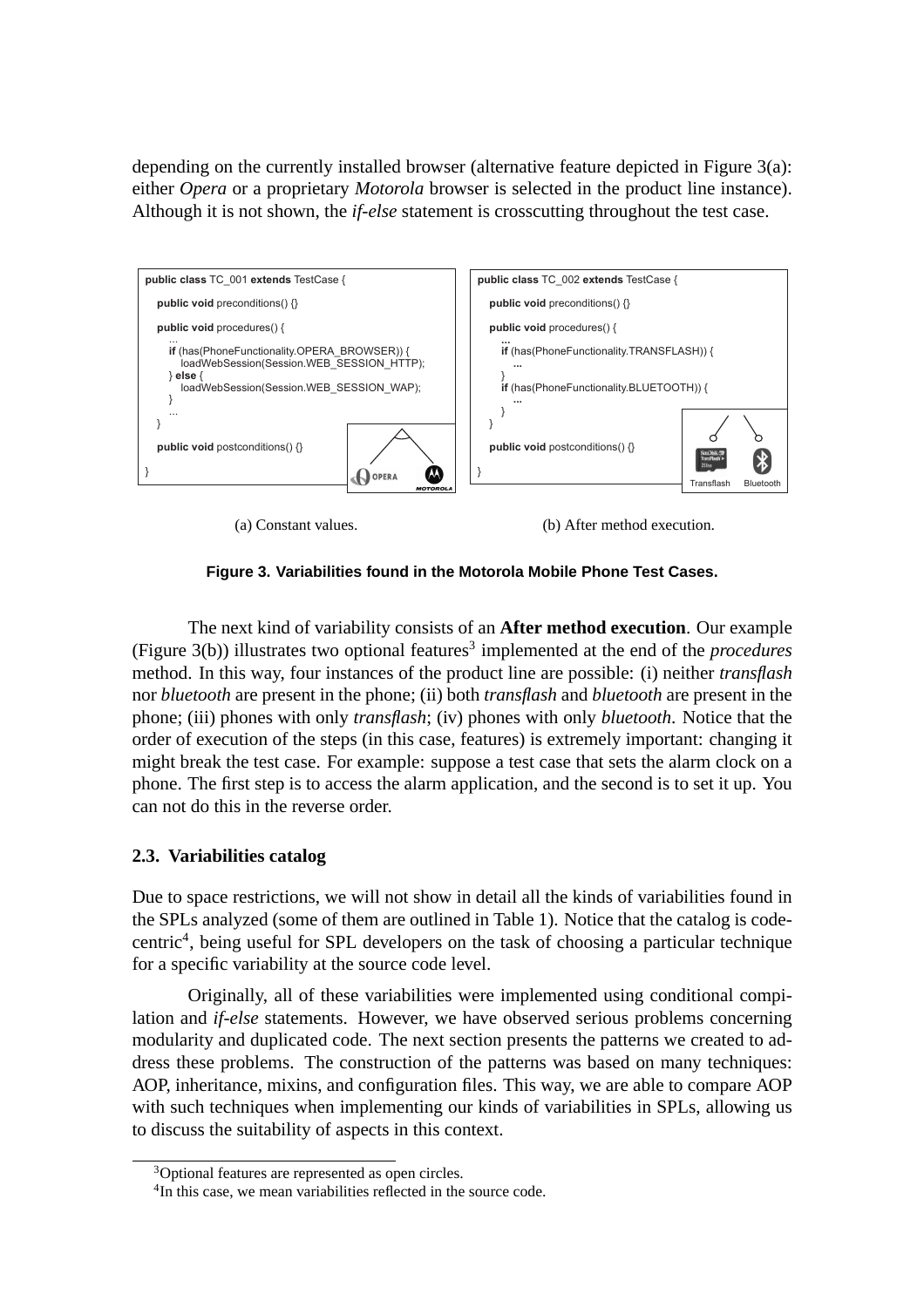depending on the currently installed browser (alternative feature depicted in Figure 3(a): either *Opera* or a proprietary *Motorola* browser is selected in the product line instance). Although it is not shown, the *if-else* statement is crosscutting throughout the test case.

```
public class TC_001 extends TestCase {

  public void preconditions() {}

  public void procedures() {
    ...
    if (has(PhoneFunctionality.OPERA_BROWSER)) {
      loadWebSession(Session.WEB_SESSION_HTTP);
    } else {
      loadWebSession(Session.WEB_SESSION_WAP);
    }
    ...
  }

  public void postconditions() {}

}
```

(a) Constant values.

```
public class TC_002 extends TestCase {

  public void preconditions() {}

  public void procedures() {
    ...
    if (has(PhoneFunctionality.TRANSFLASH)) {
      ...
    }
    if (has(PhoneFunctionality.BLUETOOTH)) {
      ...
    }
  }

  public void postconditions() {}

}
```

Transflash Bluetooth

(b) After method execution.

**Figure 3. Variabilities found in the Motorola Mobile Phone Test Cases.**

The next kind of variability consists of an **After method execution**. Our example (Figure 3(b)) illustrates two optional features[3] implemented at the end of the *procedures* method. In this way, four instances of the product line are possible: (i) neither *transflash* nor *bluetooth* are present in the phone; (ii) both *transflash* and *bluetooth* are present in the phone; (iii) phones with only *transflash*; (iv) phones with only *bluetooth*. Notice that the order of execution of the steps (in this case, features) is extremely important: changing it might break the test case. For example: suppose a test case that sets the alarm clock on a phone. The first step is to access the alarm application, and the second is to set it up. You can not do this in the reverse order.

### 2.3. Variabilities catalog

Due to space restrictions, we will not show in detail all the kinds of variabilities found in the SPLs analyzed (some of them are outlined in Table 1). Notice that the catalog is code-centric[4], being useful for SPL developers on the task of choosing a particular technique for a specific variability at the source code level.

Originally, all of these variabilities were implemented using conditional compilation and *if-else* statements. However, we have observed serious problems concerning modularity and duplicated code. The next section presents the patterns we created to address these problems. The construction of the patterns was based on many techniques: AOP, inheritance, mixins, and configuration files. This way, we are able to compare AOP with such techniques when implementing our kinds of variabilities in SPLs, allowing us to discuss the suitability of aspects in this context.

[3]Optional features are represented as open circles.

[4]In this case, we mean variabilities reflected in the source code.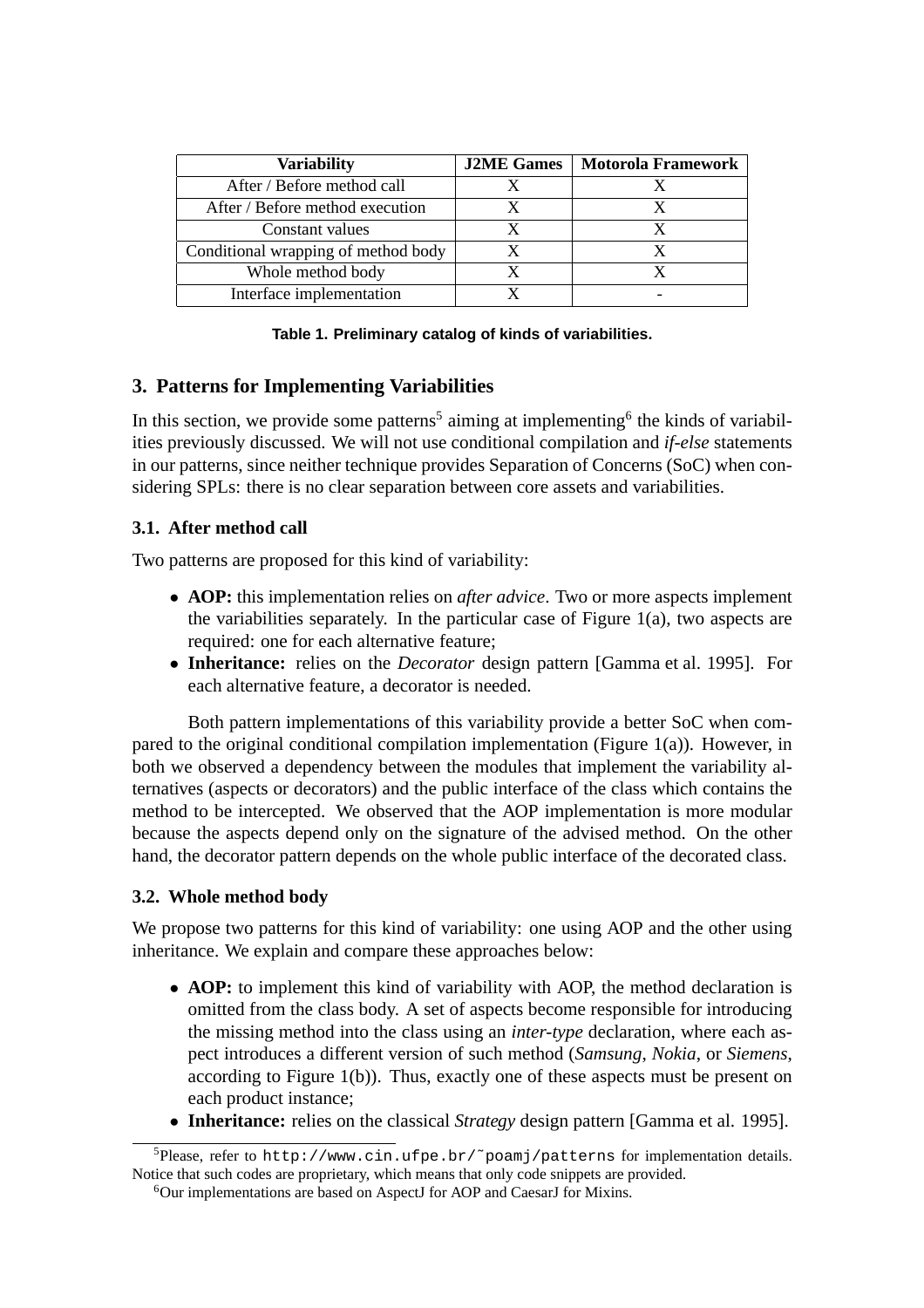| Variability | J2ME Games | Motorola Framework |
|---|---|---|
| After / Before method call | X | X |
| After / Before method execution | X | X |
| Constant values | X | X |
| Conditional wrapping of method body | X | X |
| Whole method body | X | X |
| Interface implementation | X | - |

**Table 1. Preliminary catalog of kinds of variabilities.**

## 3. Patterns for Implementing Variabilities

In this section, we provide some patterns[5] aiming at implementing[6] the kinds of variabilities previously discussed. We will not use conditional compilation and *if-else* statements in our patterns, since neither technique provides Separation of Concerns (SoC) when considering SPLs: there is no clear separation between core assets and variabilities.

### 3.1. After method call

Two patterns are proposed for this kind of variability:

- **AOP:** this implementation relies on *after advice*. Two or more aspects implement the variabilities separately. In the particular case of Figure 1(a), two aspects are required: one for each alternative feature;
- **Inheritance:** relies on the *Decorator* design pattern [Gamma et al. 1995]. For each alternative feature, a decorator is needed.

Both pattern implementations of this variability provide a better SoC when compared to the original conditional compilation implementation (Figure 1(a)). However, in both we observed a dependency between the modules that implement the variability alternatives (aspects or decorators) and the public interface of the class which contains the method to be intercepted. We observed that the AOP implementation is more modular because the aspects depend only on the signature of the advised method. On the other hand, the decorator pattern depends on the whole public interface of the decorated class.

### 3.2. Whole method body

We propose two patterns for this kind of variability: one using AOP and the other using inheritance. We explain and compare these approaches below:

- **AOP:** to implement this kind of variability with AOP, the method declaration is omitted from the class body. A set of aspects become responsible for introducing the missing method into the class using an *inter-type* declaration, where each aspect introduces a different version of such method (*Samsung*, *Nokia*, or *Siemens*, according to Figure 1(b)). Thus, exactly one of these aspects must be present on each product instance;
- **Inheritance:** relies on the classical *Strategy* design pattern [Gamma et al. 1995].

[5] Please, refer to http://www.cin.ufpe.br/˜poamj/patterns for implementation details. Notice that such codes are proprietary, which means that only code snippets are provided.

[6] Our implementations are based on AspectJ for AOP and CaesarJ for Mixins.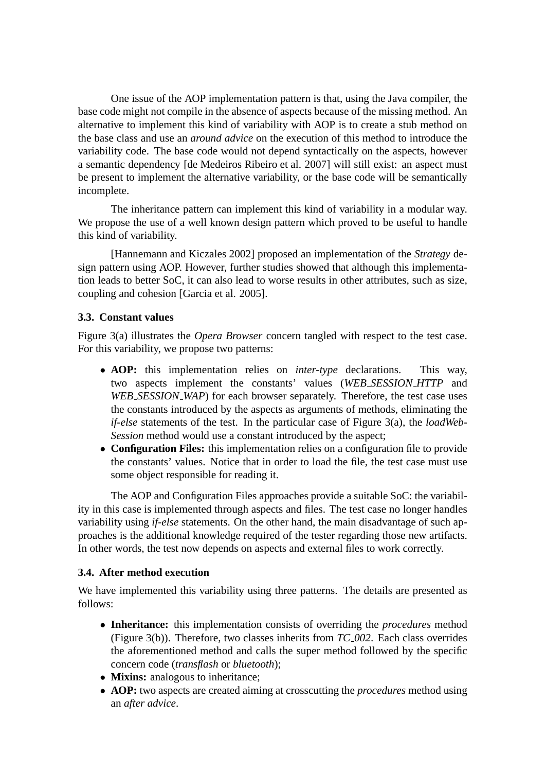One issue of the AOP implementation pattern is that, using the Java compiler, the base code might not compile in the absence of aspects because of the missing method. An alternative to implement this kind of variability with AOP is to create a stub method on the base class and use an *around advice* on the execution of this method to introduce the variability code. The base code would not depend syntactically on the aspects, however a semantic dependency [de Medeiros Ribeiro et al. 2007] will still exist: an aspect must be present to implement the alternative variability, or the base code will be semantically incomplete.

The inheritance pattern can implement this kind of variability in a modular way. We propose the use of a well known design pattern which proved to be useful to handle this kind of variability.

[Hannemann and Kiczales 2002] proposed an implementation of the *Strategy* design pattern using AOP. However, further studies showed that although this implementation leads to better SoC, it can also lead to worse results in other attributes, such as size, coupling and cohesion [Garcia et al. 2005].

### 3.3. Constant values

Figure 3(a) illustrates the *Opera Browser* concern tangled with respect to the test case. For this variability, we propose two patterns:

- **AOP:** this implementation relies on *inter-type* declarations. This way, two aspects implement the constants' values (*WEB_SESSION_HTTP* and *WEB_SESSION_WAP*) for each browser separately. Therefore, the test case uses the constants introduced by the aspects as arguments of methods, eliminating the *if-else* statements of the test. In the particular case of Figure 3(a), the *loadWebSession* method would use a constant introduced by the aspect;
- **Configuration Files:** this implementation relies on a configuration file to provide the constants' values. Notice that in order to load the file, the test case must use some object responsible for reading it.

The AOP and Configuration Files approaches provide a suitable SoC: the variability in this case is implemented through aspects and files. The test case no longer handles variability using *if-else* statements. On the other hand, the main disadvantage of such approaches is the additional knowledge required of the tester regarding those new artifacts. In other words, the test now depends on aspects and external files to work correctly.

### 3.4. After method execution

We have implemented this variability using three patterns. The details are presented as follows:

- **Inheritance:** this implementation consists of overriding the *procedures* method (Figure 3(b)). Therefore, two classes inherits from *TC_002*. Each class overrides the aforementioned method and calls the super method followed by the specific concern code (*transflash* or *bluetooth*);
- **Mixins:** analogous to inheritance;
- **AOP:** two aspects are created aiming at crosscutting the *procedures* method using an *after advice*.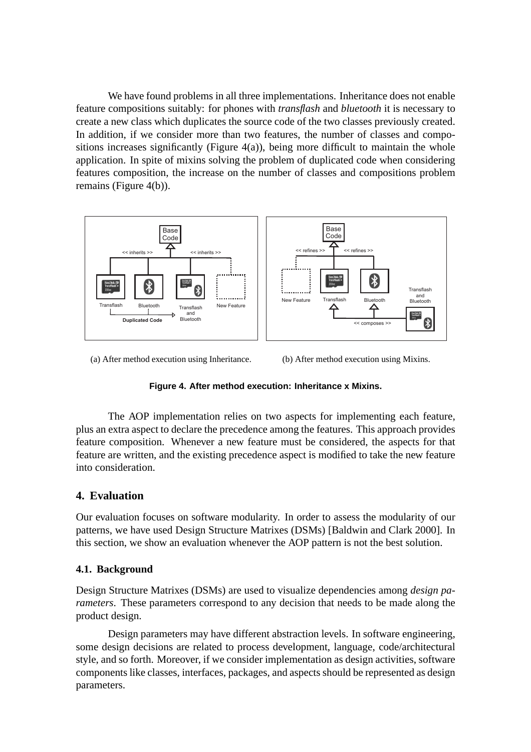We have found problems in all three implementations. Inheritance does not enable feature compositions suitably: for phones with *transflash* and *bluetooth* it is necessary to create a new class which duplicates the source code of the two classes previously created. In addition, if we consider more than two features, the number of classes and compositions increases significantly (Figure 4(a)), being more difficult to maintain the whole application. In spite of mixins solving the problem of duplicated code when considering features composition, the increase on the number of classes and compositions problem remains (Figure 4(b)).

(a) After method execution using Inheritance.

(b) After method execution using Mixins.

**Figure 4. After method execution: Inheritance x Mixins.**

The AOP implementation relies on two aspects for implementing each feature, plus an extra aspect to declare the precedence among the features. This approach provides feature composition. Whenever a new feature must be considered, the aspects for that feature are written, and the existing precedence aspect is modified to take the new feature into consideration.

## 4. Evaluation

Our evaluation focuses on software modularity. In order to assess the modularity of our patterns, we have used Design Structure Matrixes (DSMs) [Baldwin and Clark 2000]. In this section, we show an evaluation whenever the AOP pattern is not the best solution.

### 4.1. Background

Design Structure Matrixes (DSMs) are used to visualize dependencies among *design parameters*. These parameters correspond to any decision that needs to be made along the product design.

Design parameters may have different abstraction levels. In software engineering, some design decisions are related to process development, language, code/architectural style, and so forth. Moreover, if we consider implementation as design activities, software components like classes, interfaces, packages, and aspects should be represented as design parameters.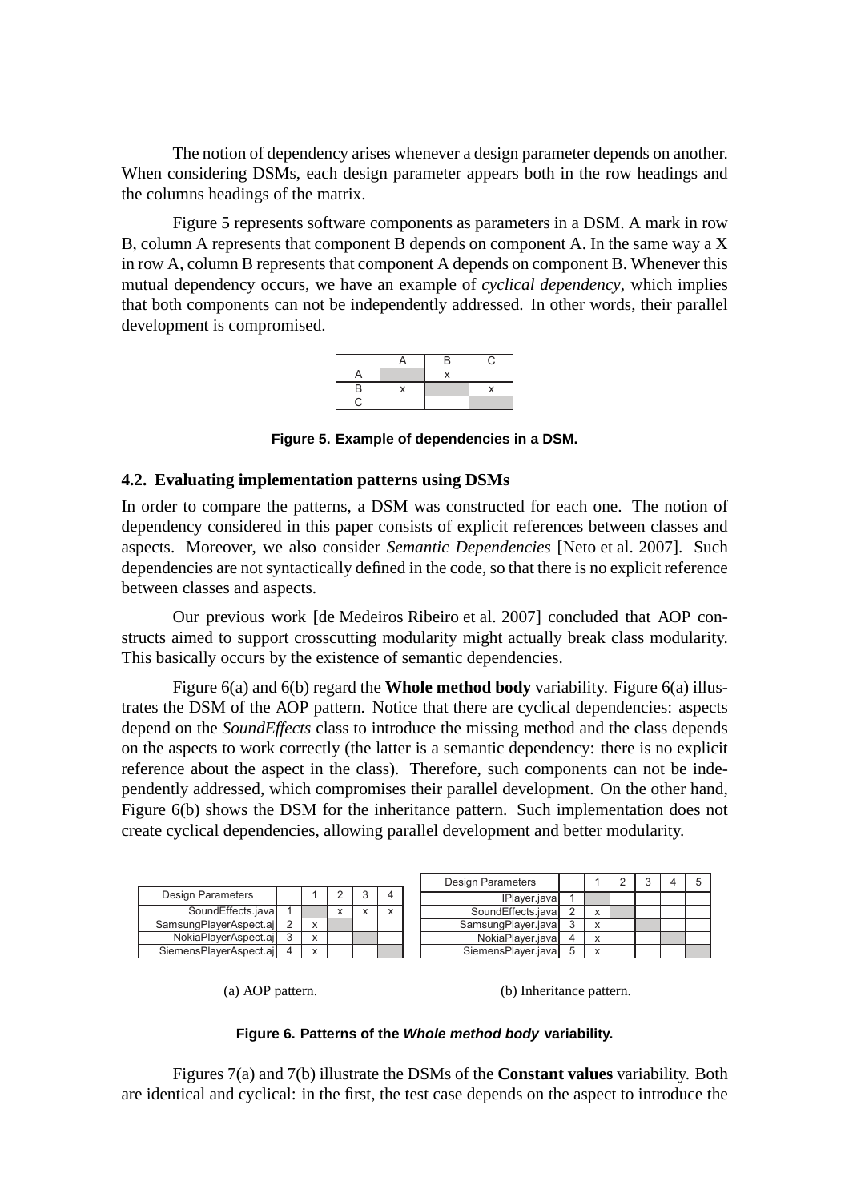The notion of dependency arises whenever a design parameter depends on another. When considering DSMs, each design parameter appears both in the row headings and the columns headings of the matrix.

Figure 5 represents software components as parameters in a DSM. A mark in row B, column A represents that component B depends on component A. In the same way a X in row A, column B represents that component A depends on component B. Whenever this mutual dependency occurs, we have an example of *cyclical dependency*, which implies that both components can not be independently addressed. In other words, their parallel development is compromised.

| | A | B | C |
|---|---|---|---|
| A | | x | |
| B | x | | x |
| C | | | |

**Figure 5. Example of dependencies in a DSM.**

## 4.2. Evaluating implementation patterns using DSMs

In order to compare the patterns, a DSM was constructed for each one. The notion of dependency considered in this paper consists of explicit references between classes and aspects. Moreover, we also consider *Semantic Dependencies* [Neto et al. 2007]. Such dependencies are not syntactically defined in the code, so that there is no explicit reference between classes and aspects.

Our previous work [de Medeiros Ribeiro et al. 2007] concluded that AOP constructs aimed to support crosscutting modularity might actually break class modularity. This basically occurs by the existence of semantic dependencies.

Figure 6(a) and 6(b) regard the **Whole method body** variability. Figure 6(a) illustrates the DSM of the AOP pattern. Notice that there are cyclical dependencies: aspects depend on the *SoundEffects* class to introduce the missing method and the class depends on the aspects to work correctly (the latter is a semantic dependency: there is no explicit reference about the aspect in the class). Therefore, such components can not be independently addressed, which compromises their parallel development. On the other hand, Figure 6(b) shows the DSM for the inheritance pattern. Such implementation does not create cyclical dependencies, allowing parallel development and better modularity.

| Design Parameters | | 1 | 2 | 3 | 4 |
|---|---|---|---|---|---|
| SoundEffects.java | 1 | | x | x | x |
| SamsungPlayerAspect.aj | 2 | x | | | |
| NokiaPlayerAspect.aj | 3 | x | | | |
| SiemensPlayerAspect.aj | 4 | x | | | |

(a) AOP pattern.

| Design Parameters | | 1 | 2 | 3 | 4 | 5 |
|---|---|---|---|---|---|---|
| IPlayer.java | 1 | | | | | |
| SoundEffects.java | 2 | x | | | | |
| SamsungPlayer.java | 3 | x | | | | |
| NokiaPlayer.java | 4 | x | | | | |
| SiemensPlayer.java | 5 | x | | | | |

(b) Inheritance pattern.

**Figure 6. Patterns of the *Whole method body* variability.**

Figures 7(a) and 7(b) illustrate the DSMs of the **Constant values** variability. Both are identical and cyclical: in the first, the test case depends on the aspect to introduce the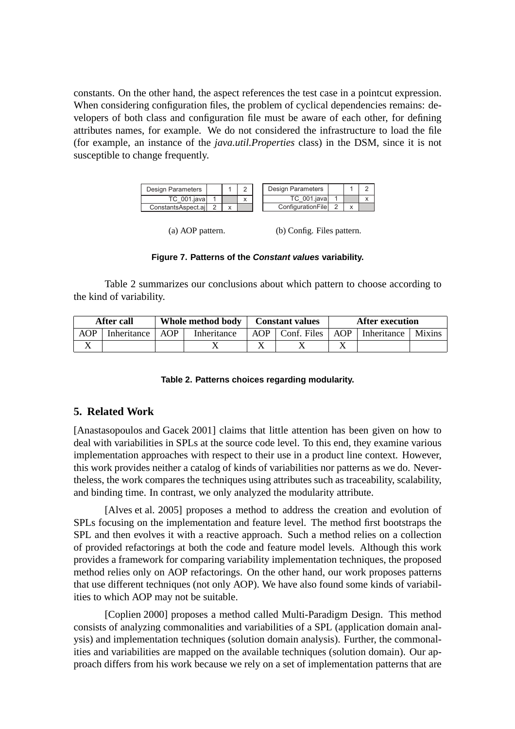constants. On the other hand, the aspect references the test case in a pointcut expression. When considering configuration files, the problem of cyclical dependencies remains: developers of both class and configuration file must be aware of each other, for defining attributes names, for example. We do not considered the infrastructure to load the file (for example, an instance of the *java.util.Properties* class) in the DSM, since it is not susceptible to change frequently.

| Design Parameters | | 1 | 2 |
|---|---|---|---|
| TC_001.java | 1 | | x |
| ConstantsAspect.aj | 2 | x | |

(a) AOP pattern.

| Design Parameters | | 1 | 2 |
|---|---|---|---|
| TC_001.java | 1 | | x |
| ConfigurationFile | 2 | x | |

(b) Config. Files pattern.

**Figure 7. Patterns of the *Constant values* variability.**

Table 2 summarizes our conclusions about which pattern to choose according to the kind of variability.

| After call | | Whole method body | | Constant values | | After execution | | |
|---|---|---|---|---|---|---|---|---|
| AOP | Inheritance | AOP | Inheritance | AOP | Conf. Files | AOP | Inheritance | Mixins |
| X | | | X | X | X | X | | |

**Table 2. Patterns choices regarding modularity.**

## 5. Related Work

[Anastasopoulos and Gacek 2001] claims that little attention has been given on how to deal with variabilities in SPLs at the source code level. To this end, they examine various implementation approaches with respect to their use in a product line context. However, this work provides neither a catalog of kinds of variabilities nor patterns as we do. Nevertheless, the work compares the techniques using attributes such as traceability, scalability, and binding time. In contrast, we only analyzed the modularity attribute.

[Alves et al. 2005] proposes a method to address the creation and evolution of SPLs focusing on the implementation and feature level. The method first bootstraps the SPL and then evolves it with a reactive approach. Such a method relies on a collection of provided refactorings at both the code and feature model levels. Although this work provides a framework for comparing variability implementation techniques, the proposed method relies only on AOP refactorings. On the other hand, our work proposes patterns that use different techniques (not only AOP). We have also found some kinds of variabilities to which AOP may not be suitable.

[Coplien 2000] proposes a method called Multi-Paradigm Design. This method consists of analyzing commonalities and variabilities of a SPL (application domain analysis) and implementation techniques (solution domain analysis). Further, the commonalities and variabilities are mapped on the available techniques (solution domain). Our approach differs from his work because we rely on a set of implementation patterns that are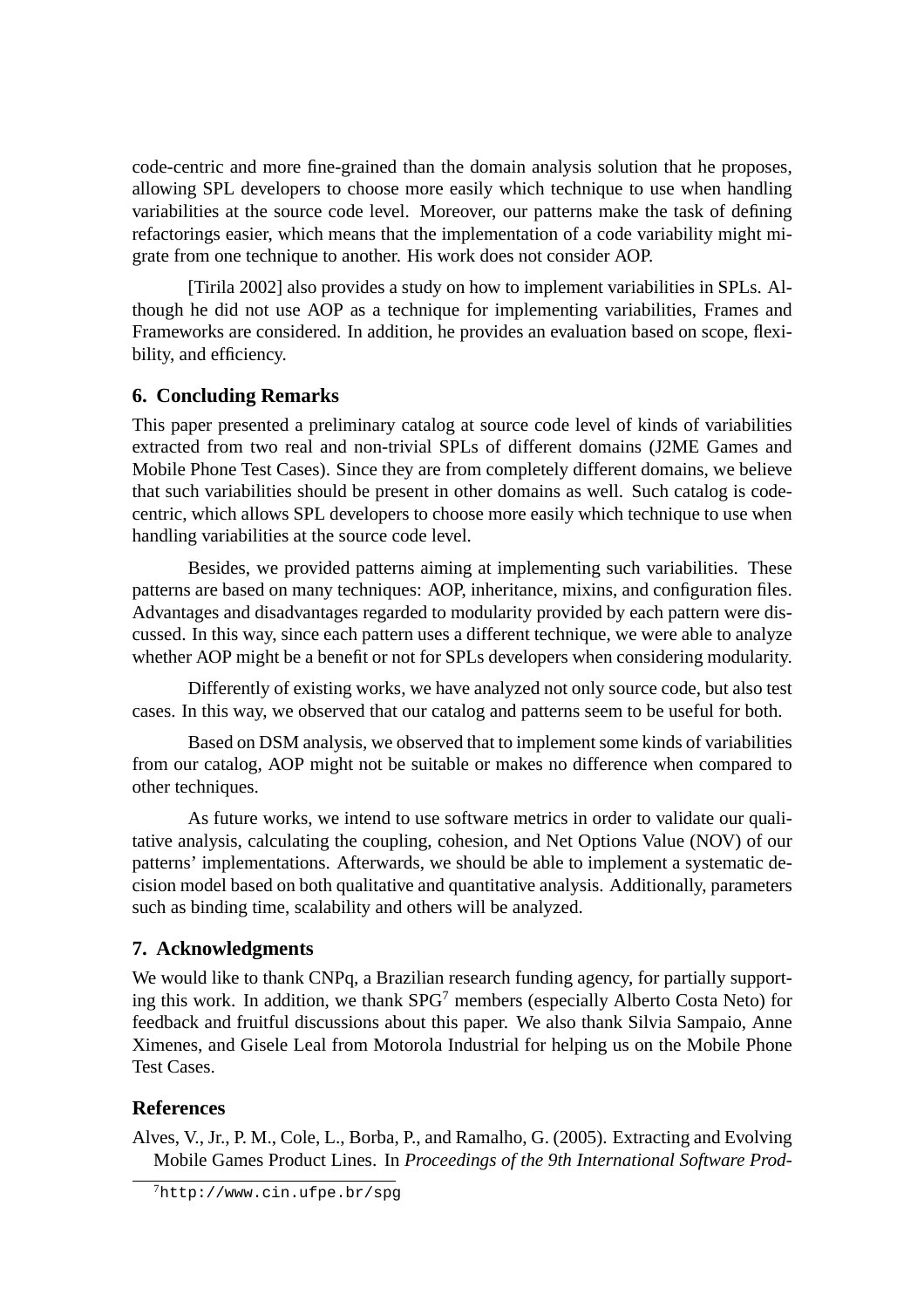code-centric and more fine-grained than the domain analysis solution that he proposes, allowing SPL developers to choose more easily which technique to use when handling variabilities at the source code level. Moreover, our patterns make the task of defining refactorings easier, which means that the implementation of a code variability might migrate from one technique to another. His work does not consider AOP.

[Tirila 2002] also provides a study on how to implement variabilities in SPLs. Although he did not use AOP as a technique for implementing variabilities, Frames and Frameworks are considered. In addition, he provides an evaluation based on scope, flexibility, and efficiency.

## 6. Concluding Remarks

This paper presented a preliminary catalog at source code level of kinds of variabilities extracted from two real and non-trivial SPLs of different domains (J2ME Games and Mobile Phone Test Cases). Since they are from completely different domains, we believe that such variabilities should be present in other domains as well. Such catalog is code-centric, which allows SPL developers to choose more easily which technique to use when handling variabilities at the source code level.

Besides, we provided patterns aiming at implementing such variabilities. These patterns are based on many techniques: AOP, inheritance, mixins, and configuration files. Advantages and disadvantages regarded to modularity provided by each pattern were discussed. In this way, since each pattern uses a different technique, we were able to analyze whether AOP might be a benefit or not for SPLs developers when considering modularity.

Differently of existing works, we have analyzed not only source code, but also test cases. In this way, we observed that our catalog and patterns seem to be useful for both.

Based on DSM analysis, we observed that to implement some kinds of variabilities from our catalog, AOP might not be suitable or makes no difference when compared to other techniques.

As future works, we intend to use software metrics in order to validate our qualitative analysis, calculating the coupling, cohesion, and Net Options Value (NOV) of our patterns' implementations. Afterwards, we should be able to implement a systematic decision model based on both qualitative and quantitative analysis. Additionally, parameters such as binding time, scalability and others will be analyzed.

## 7. Acknowledgments

We would like to thank CNPq, a Brazilian research funding agency, for partially supporting this work. In addition, we thank SPG[7] members (especially Alberto Costa Neto) for feedback and fruitful discussions about this paper. We also thank Silvia Sampaio, Anne Ximenes, and Gisele Leal from Motorola Industrial for helping us on the Mobile Phone Test Cases.

## References

Alves, V., Jr., P. M., Cole, L., Borba, P., and Ramalho, G. (2005). Extracting and Evolving Mobile Games Product Lines. In *Proceedings of the 9th International Software Prod-*

[7] http://www.cin.ufpe.br/spg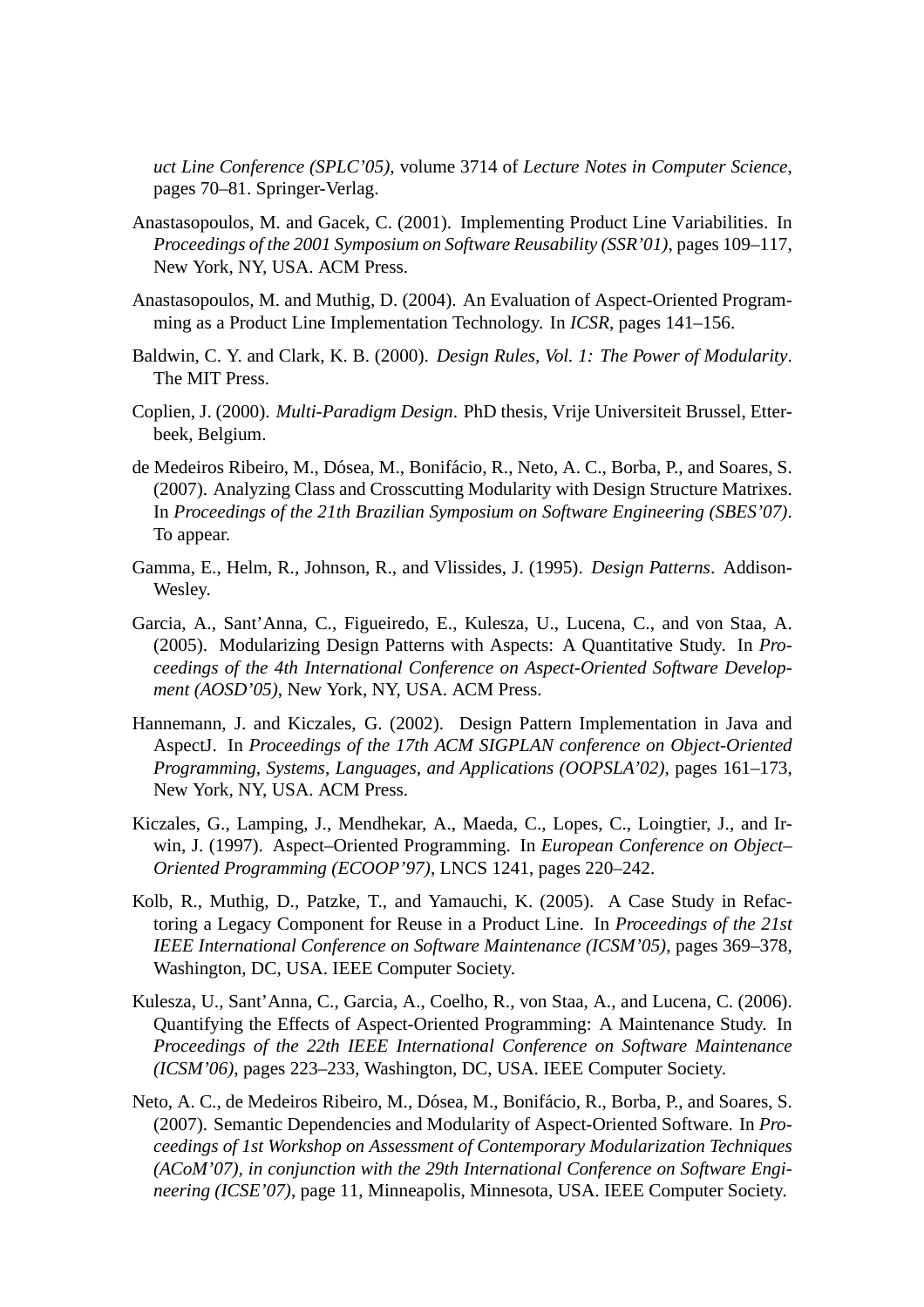*uct Line Conference (SPLC'05)*, volume 3714 of *Lecture Notes in Computer Science*, pages 70–81. Springer-Verlag.

Anastasopoulos, M. and Gacek, C. (2001). Implementing Product Line Variabilities. In *Proceedings of the 2001 Symposium on Software Reusability (SSR'01)*, pages 109–117, New York, NY, USA. ACM Press.

Anastasopoulos, M. and Muthig, D. (2004). An Evaluation of Aspect-Oriented Programming as a Product Line Implementation Technology. In *ICSR*, pages 141–156.

Baldwin, C. Y. and Clark, K. B. (2000). *Design Rules, Vol. 1: The Power of Modularity*. The MIT Press.

Coplien, J. (2000). *Multi-Paradigm Design*. PhD thesis, Vrije Universiteit Brussel, Etterbeek, Belgium.

de Medeiros Ribeiro, M., Dósea, M., Bonifácio, R., Neto, A. C., Borba, P., and Soares, S. (2007). Analyzing Class and Crosscutting Modularity with Design Structure Matrixes. In *Proceedings of the 21th Brazilian Symposium on Software Engineering (SBES'07)*. To appear.

Gamma, E., Helm, R., Johnson, R., and Vlissides, J. (1995). *Design Patterns*. Addison-Wesley.

Garcia, A., Sant'Anna, C., Figueiredo, E., Kulesza, U., Lucena, C., and von Staa, A. (2005). Modularizing Design Patterns with Aspects: A Quantitative Study. In *Proceedings of the 4th International Conference on Aspect-Oriented Software Development (AOSD'05)*, New York, NY, USA. ACM Press.

Hannemann, J. and Kiczales, G. (2002). Design Pattern Implementation in Java and AspectJ. In *Proceedings of the 17th ACM SIGPLAN conference on Object-Oriented Programming, Systems, Languages, and Applications (OOPSLA'02)*, pages 161–173, New York, NY, USA. ACM Press.

Kiczales, G., Lamping, J., Mendhekar, A., Maeda, C., Lopes, C., Loingtier, J., and Irwin, J. (1997). Aspect–Oriented Programming. In *European Conference on Object–Oriented Programming (ECOOP'97)*, LNCS 1241, pages 220–242.

Kolb, R., Muthig, D., Patzke, T., and Yamauchi, K. (2005). A Case Study in Refactoring a Legacy Component for Reuse in a Product Line. In *Proceedings of the 21st IEEE International Conference on Software Maintenance (ICSM'05)*, pages 369–378, Washington, DC, USA. IEEE Computer Society.

Kulesza, U., Sant'Anna, C., Garcia, A., Coelho, R., von Staa, A., and Lucena, C. (2006). Quantifying the Effects of Aspect-Oriented Programming: A Maintenance Study. In *Proceedings of the 22th IEEE International Conference on Software Maintenance (ICSM'06)*, pages 223–233, Washington, DC, USA. IEEE Computer Society.

Neto, A. C., de Medeiros Ribeiro, M., Dósea, M., Bonifácio, R., Borba, P., and Soares, S. (2007). Semantic Dependencies and Modularity of Aspect-Oriented Software. In *Proceedings of 1st Workshop on Assessment of Contemporary Modularization Techniques (ACoM'07), in conjunction with the 29th International Conference on Software Engineering (ICSE'07)*, page 11, Minneapolis, Minnesota, USA. IEEE Computer Society.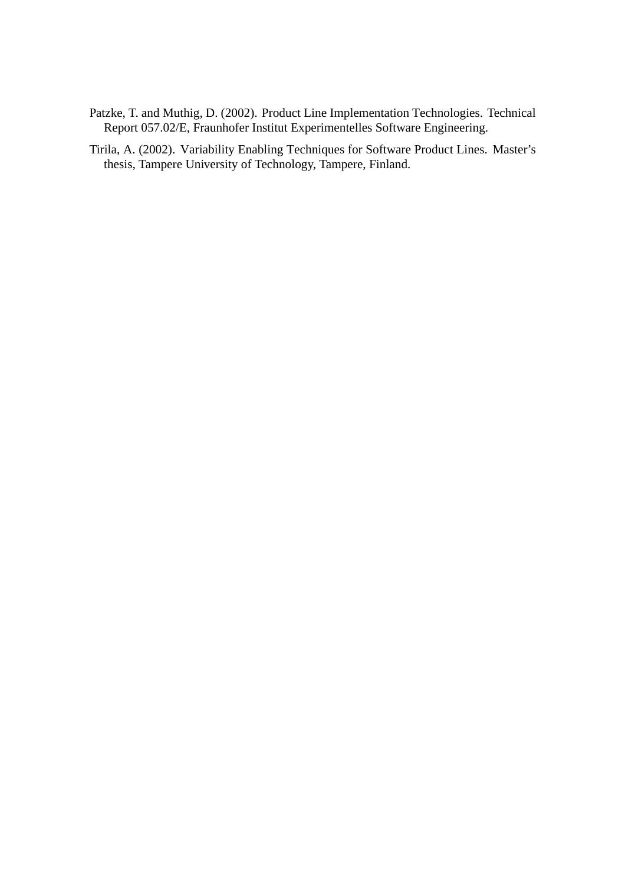Patzke, T. and Muthig, D. (2002). Product Line Implementation Technologies. Technical Report 057.02/E, Fraunhofer Institut Experimentelles Software Engineering.

Tirila, A. (2002). Variability Enabling Techniques for Software Product Lines. Master's thesis, Tampere University of Technology, Tampere, Finland.